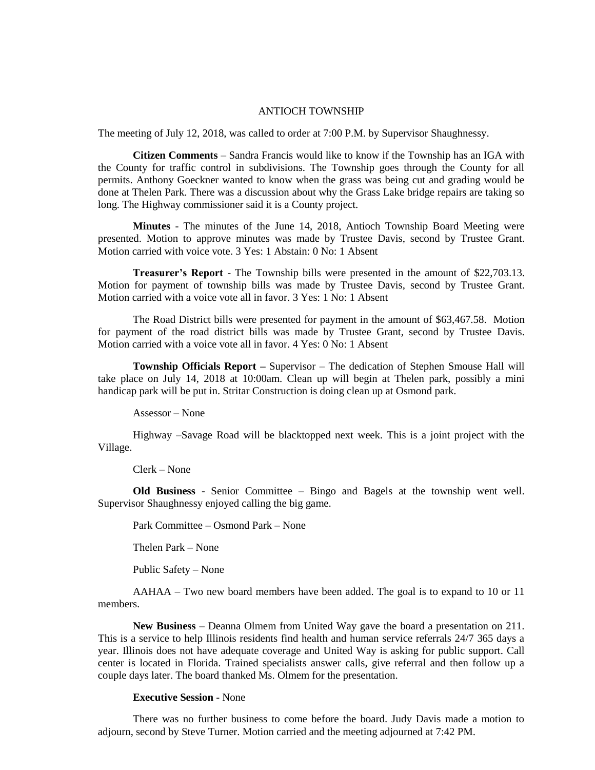# ANTIOCH TOWNSHIP

The meeting of July 12, 2018, was called to order at 7:00 P.M. by Supervisor Shaughnessy.

**Citizen Comments** – Sandra Francis would like to know if the Township has an IGA with the County for traffic control in subdivisions. The Township goes through the County for all permits. Anthony Goeckner wanted to know when the grass was being cut and grading would be done at Thelen Park. There was a discussion about why the Grass Lake bridge repairs are taking so long. The Highway commissioner said it is a County project.

**Minutes** - The minutes of the June 14, 2018, Antioch Township Board Meeting were presented. Motion to approve minutes was made by Trustee Davis, second by Trustee Grant. Motion carried with voice vote. 3 Yes: 1 Abstain: 0 No: 1 Absent

**Treasurer's Report** - The Township bills were presented in the amount of $22,703.13. Motion for payment of township bills was made by Trustee Davis, second by Trustee Grant. Motion carried with a voice vote all in favor. 3 Yes: 1 No: 1 Absent

The Road District bills were presented for payment in the amount of $63,467.58. Motion for payment of the road district bills was made by Trustee Grant, second by Trustee Davis. Motion carried with a voice vote all in favor. 4 Yes: 0 No: 1 Absent

**Township Officials Report –** Supervisor – The dedication of Stephen Smouse Hall will take place on July 14, 2018 at 10:00am. Clean up will begin at Thelen park, possibly a mini handicap park will be put in. Stritar Construction is doing clean up at Osmond park.

Assessor – None

Highway –Savage Road will be blacktopped next week. This is a joint project with the Village.

Clerk – None

**Old Business** - Senior Committee – Bingo and Bagels at the township went well. Supervisor Shaughnessy enjoyed calling the big game.

Park Committee – Osmond Park – None

Thelen Park – None

Public Safety – None

AAHAA – Two new board members have been added. The goal is to expand to 10 or 11 members.

**New Business –** Deanna Olmem from United Way gave the board a presentation on 211. This is a service to help Illinois residents find health and human service referrals 24/7 365 days a year. Illinois does not have adequate coverage and United Way is asking for public support. Call center is located in Florida. Trained specialists answer calls, give referral and then follow up a couple days later. The board thanked Ms. Olmem for the presentation.

**Executive Session** - None

There was no further business to come before the board. Judy Davis made a motion to adjourn, second by Steve Turner. Motion carried and the meeting adjourned at 7:42 PM.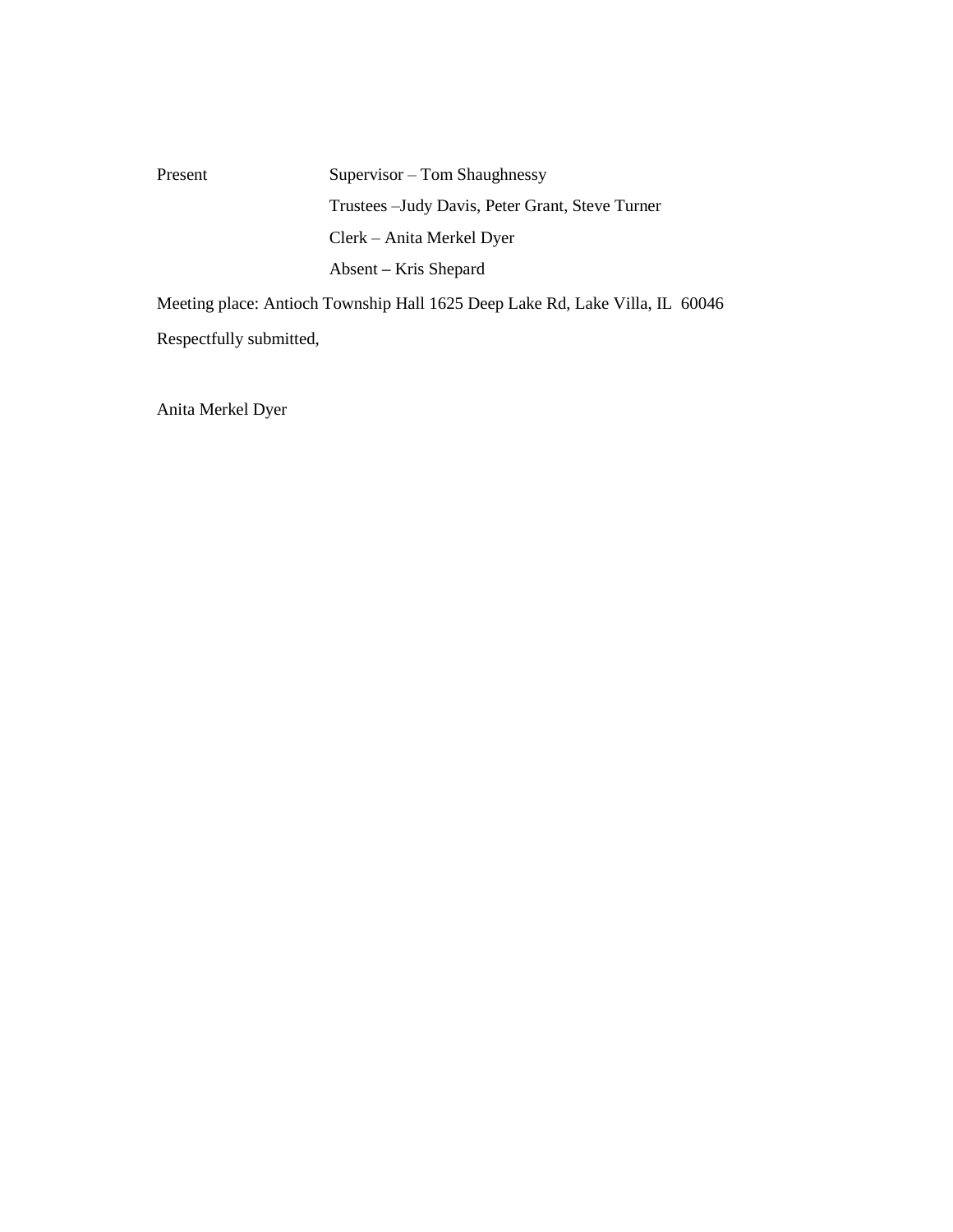| | |
|---|---|
| Present | Supervisor – Tom Shaughnessy |
| | Trustees –Judy Davis, Peter Grant, Steve Turner |
| | Clerk – Anita Merkel Dyer |
| | Absent – Kris Shepard |

Meeting place: Antioch Township Hall 1625 Deep Lake Rd, Lake Villa, IL 60046

Respectfully submitted,

Anita Merkel Dyer